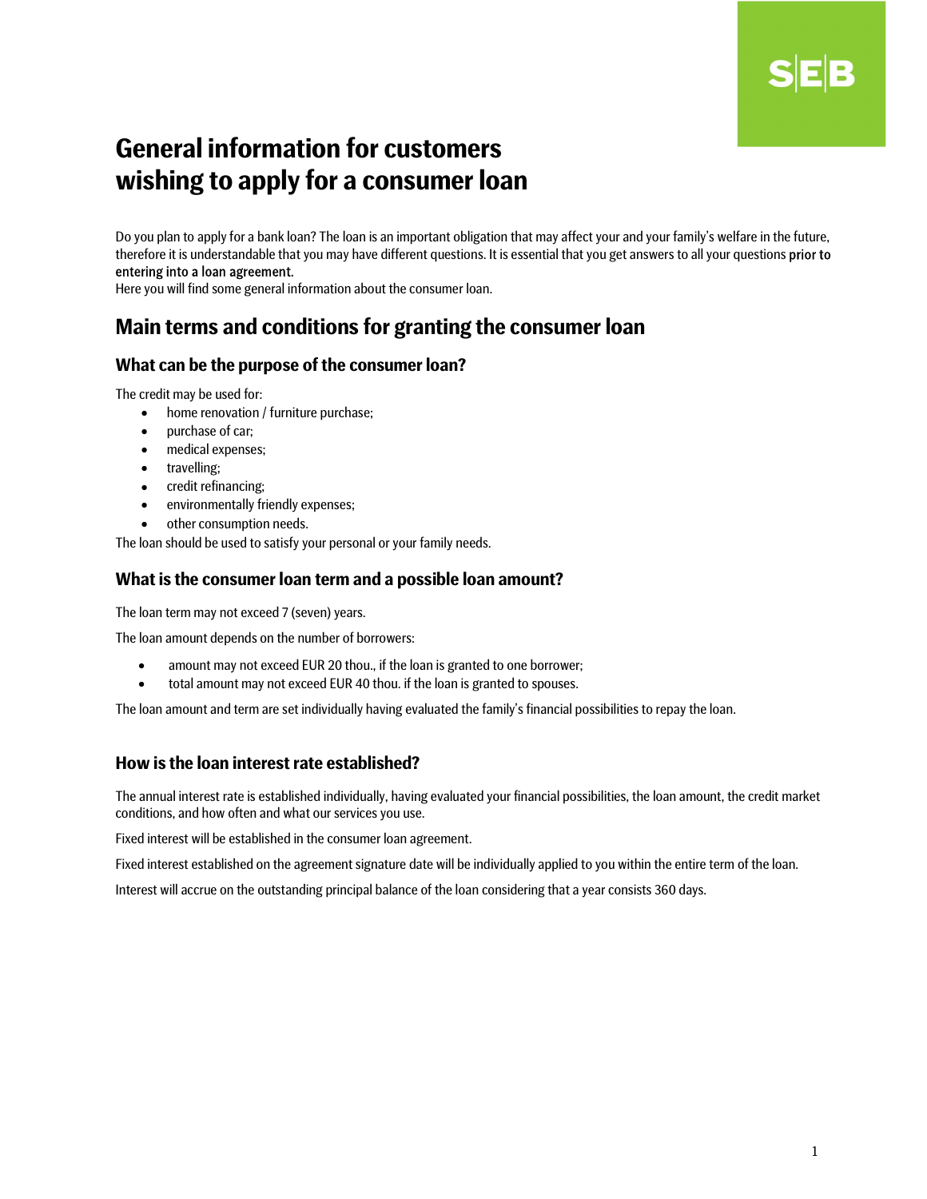# General information for customers wishing to apply for a consumer loan

Do you plan to apply for a bank loan? The loan is an important obligation that may affect your and your family's welfare in the future, therefore it is understandable that you may have different questions. It is essential that you get answers to all your questions prior to entering into a loan agreement.
Here you will find some general information about the consumer loan.

## Main terms and conditions for granting the consumer loan

### What can be the purpose of the consumer loan?

The credit may be used for:

- home renovation / furniture purchase;
- purchase of car;
- medical expenses;
- travelling;
- credit refinancing;
- environmentally friendly expenses;
- other consumption needs.

The loan should be used to satisfy your personal or your family needs.

### What is the consumer loan term and a possible loan amount?

The loan term may not exceed 7 (seven) years.

The loan amount depends on the number of borrowers:

- amount may not exceed EUR 20 thou., if the loan is granted to one borrower;
- total amount may not exceed EUR 40 thou. if the loan is granted to spouses.

The loan amount and term are set individually having evaluated the family's financial possibilities to repay the loan.

### How is the loan interest rate established?

The annual interest rate is established individually, having evaluated your financial possibilities, the loan amount, the credit market conditions, and how often and what our services you use.

Fixed interest will be established in the consumer loan agreement.

Fixed interest established on the agreement signature date will be individually applied to you within the entire term of the loan.

Interest will accrue on the outstanding principal balance of the loan considering that a year consists 360 days.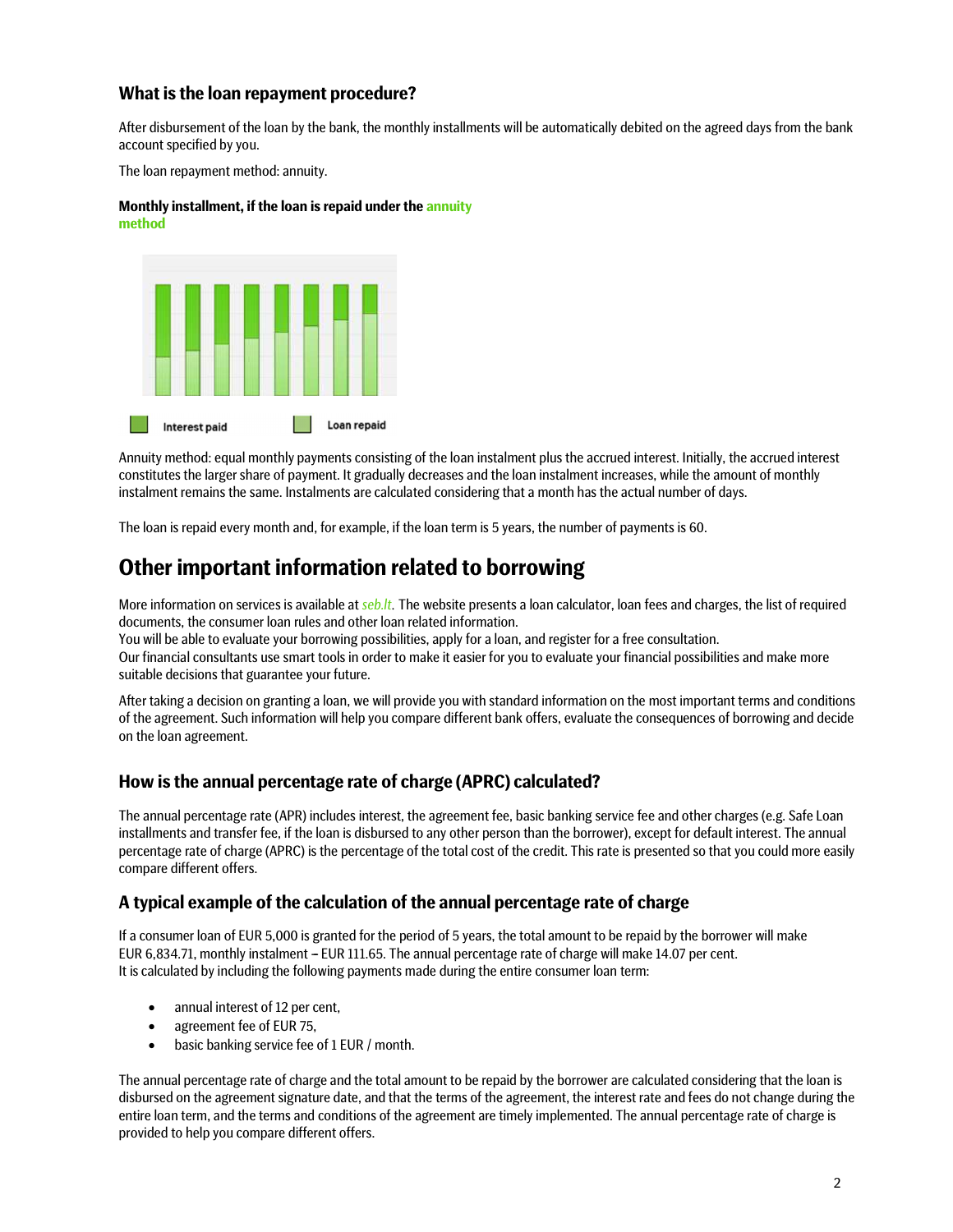### What is the loan repayment procedure?

After disbursement of the loan by the bank, the monthly installments will be automatically debited on the agreed days from the bank account specified by you.

The loan repayment method: annuity.

**Monthly installment, if the loan is repaid under the annuity method**

Interest paid    Loan repaid

Annuity method: equal monthly payments consisting of the loan instalment plus the accrued interest. Initially, the accrued interest constitutes the larger share of payment. It gradually decreases and the loan instalment increases, while the amount of monthly instalment remains the same. Instalments are calculated considering that a month has the actual number of days.

The loan is repaid every month and, for example, if the loan term is 5 years, the number of payments is 60.

## Other important information related to borrowing

More information on services is available at *seb.lt*. The website presents a loan calculator, loan fees and charges, the list of required documents, the consumer loan rules and other loan related information.
You will be able to evaluate your borrowing possibilities, apply for a loan, and register for a free consultation.
Our financial consultants use smart tools in order to make it easier for you to evaluate your financial possibilities and make more suitable decisions that guarantee your future.

After taking a decision on granting a loan, we will provide you with standard information on the most important terms and conditions of the agreement. Such information will help you compare different bank offers, evaluate the consequences of borrowing and decide on the loan agreement.

### How is the annual percentage rate of charge (APRC) calculated?

The annual percentage rate (APR) includes interest, the agreement fee, basic banking service fee and other charges (e.g. Safe Loan installments and transfer fee, if the loan is disbursed to any other person than the borrower), except for default interest. The annual percentage rate of charge (APRC) is the percentage of the total cost of the credit. This rate is presented so that you could more easily compare different offers.

### A typical example of the calculation of the annual percentage rate of charge

If a consumer loan of EUR 5,000 is granted for the period of 5 years, the total amount to be repaid by the borrower will make EUR 6,834.71, monthly instalment – EUR 111.65. The annual percentage rate of charge will make 14.07 per cent.
It is calculated by including the following payments made during the entire consumer loan term:

- annual interest of 12 per cent,
- agreement fee of EUR 75,
- basic banking service fee of 1 EUR / month.

The annual percentage rate of charge and the total amount to be repaid by the borrower are calculated considering that the loan is disbursed on the agreement signature date, and that the terms of the agreement, the interest rate and fees do not change during the entire loan term, and the terms and conditions of the agreement are timely implemented. The annual percentage rate of charge is provided to help you compare different offers.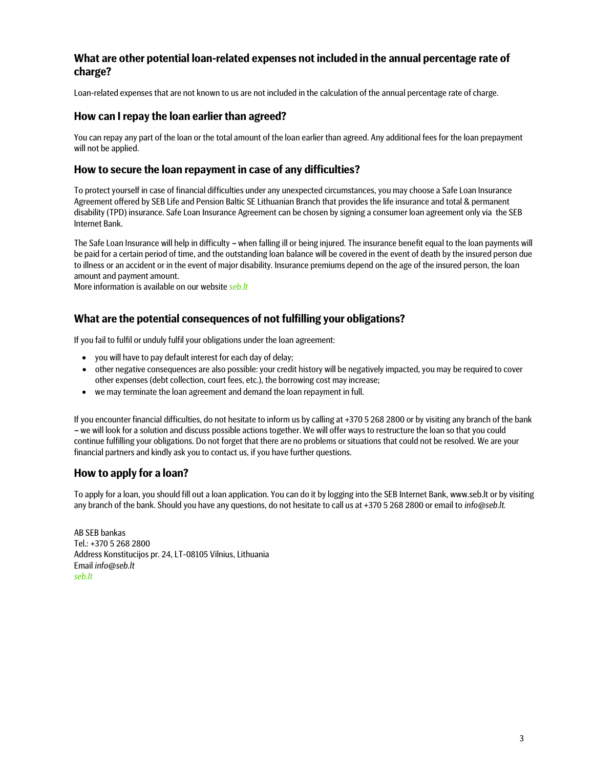## What are other potential loan-related expenses not included in the annual percentage rate of charge?

Loan-related expenses that are not known to us are not included in the calculation of the annual percentage rate of charge.

## How can I repay the loan earlier than agreed?

You can repay any part of the loan or the total amount of the loan earlier than agreed. Any additional fees for the loan prepayment will not be applied.

## How to secure the loan repayment in case of any difficulties?

To protect yourself in case of financial difficulties under any unexpected circumstances, you may choose a Safe Loan Insurance Agreement offered by SEB Life and Pension Baltic SE Lithuanian Branch that provides the life insurance and total & permanent disability (TPD) insurance. Safe Loan Insurance Agreement can be chosen by signing a consumer loan agreement only via the SEB Internet Bank.

The Safe Loan Insurance will help in difficulty – when falling ill or being injured. The insurance benefit equal to the loan payments will be paid for a certain period of time, and the outstanding loan balance will be covered in the event of death by the insured person due to illness or an accident or in the event of major disability. Insurance premiums depend on the age of the insured person, the loan amount and payment amount.
More information is available on our website *seb.lt*

## What are the potential consequences of not fulfilling your obligations?

If you fail to fulfil or unduly fulfil your obligations under the loan agreement:

- you will have to pay default interest for each day of delay;
- other negative consequences are also possible: your credit history will be negatively impacted, you may be required to cover other expenses (debt collection, court fees, etc.), the borrowing cost may increase;
- we may terminate the loan agreement and demand the loan repayment in full.

If you encounter financial difficulties, do not hesitate to inform us by calling at +370 5 268 2800 or by visiting any branch of the bank – we will look for a solution and discuss possible actions together. We will offer ways to restructure the loan so that you could continue fulfilling your obligations. Do not forget that there are no problems or situations that could not be resolved. We are your financial partners and kindly ask you to contact us, if you have further questions.

## How to apply for a loan?

To apply for a loan, you should fill out a loan application. You can do it by logging into the SEB Internet Bank, www.seb.lt or by visiting any branch of the bank. Should you have any questions, do not hesitate to call us at +370 5 268 2800 or email to *info@seb.lt.*

AB SEB bankas
Tel.: +370 5 268 2800
Address Konstitucijos pr. 24, LT-08105 Vilnius, Lithuania
Email *info@seb.lt*
*seb.lt*